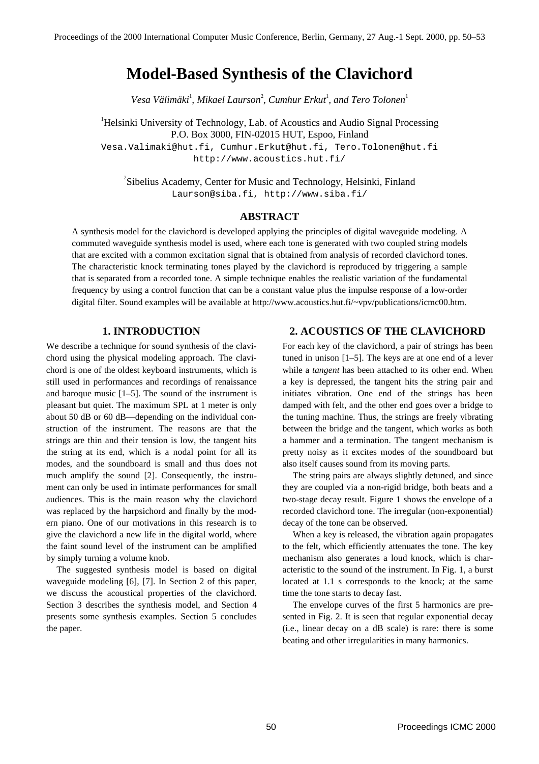# Model-Based Synthesis of the Clavichord

*Vesa Välimäki*[1], *Mikael Laurson*[2], *Cumhur Erkut*[1], *and Tero Tolonen*[1]

[1]Helsinki University of Technology, Lab. of Acoustics and Audio Signal Processing
P.O. Box 3000, FIN-02015 HUT, Espoo, Finland
Vesa.Valimaki@hut.fi, Cumhur.Erkut@hut.fi, Tero.Tolonen@hut.fi
http://www.acoustics.hut.fi/

[2]Sibelius Academy, Center for Music and Technology, Helsinki, Finland
Laurson@siba.fi, http://www.siba.fi/

## ABSTRACT

A synthesis model for the clavichord is developed applying the principles of digital waveguide modeling. A commuted waveguide synthesis model is used, where each tone is generated with two coupled string models that are excited with a common excitation signal that is obtained from analysis of recorded clavichord tones. The characteristic knock terminating tones played by the clavichord is reproduced by triggering a sample that is separated from a recorded tone. A simple technique enables the realistic variation of the fundamental frequency by using a control function that can be a constant value plus the impulse response of a low-order digital filter. Sound examples will be available at http://www.acoustics.hut.fi/~vpv/publications/icmc00.htm.

## 1. INTRODUCTION

We describe a technique for sound synthesis of the clavichord using the physical modeling approach. The clavichord is one of the oldest keyboard instruments, which is still used in performances and recordings of renaissance and baroque music [1–5]. The sound of the instrument is pleasant but quiet. The maximum SPL at 1 meter is only about 50 dB or 60 dB—depending on the individual construction of the instrument. The reasons are that the strings are thin and their tension is low, the tangent hits the string at its end, which is a nodal point for all its modes, and the soundboard is small and thus does not much amplify the sound [2]. Consequently, the instrument can only be used in intimate performances for small audiences. This is the main reason why the clavichord was replaced by the harpsichord and finally by the modern piano. One of our motivations in this research is to give the clavichord a new life in the digital world, where the faint sound level of the instrument can be amplified by simply turning a volume knob.

The suggested synthesis model is based on digital waveguide modeling [6], [7]. In Section 2 of this paper, we discuss the acoustical properties of the clavichord. Section 3 describes the synthesis model, and Section 4 presents some synthesis examples. Section 5 concludes the paper.

## 2. ACOUSTICS OF THE CLAVICHORD

For each key of the clavichord, a pair of strings has been tuned in unison [1–5]. The keys are at one end of a lever while a *tangent* has been attached to its other end. When a key is depressed, the tangent hits the string pair and initiates vibration. One end of the strings has been damped with felt, and the other end goes over a bridge to the tuning machine. Thus, the strings are freely vibrating between the bridge and the tangent, which works as both a hammer and a termination. The tangent mechanism is pretty noisy as it excites modes of the soundboard but also itself causes sound from its moving parts.

The string pairs are always slightly detuned, and since they are coupled via a non-rigid bridge, both beats and a two-stage decay result. Figure 1 shows the envelope of a recorded clavichord tone. The irregular (non-exponential) decay of the tone can be observed.

When a key is released, the vibration again propagates to the felt, which efficiently attenuates the tone. The key mechanism also generates a loud knock, which is characteristic to the sound of the instrument. In Fig. 1, a burst located at 1.1 s corresponds to the knock; at the same time the tone starts to decay fast.

The envelope curves of the first 5 harmonics are presented in Fig. 2. It is seen that regular exponential decay (i.e., linear decay on a dB scale) is rare: there is some beating and other irregularities in many harmonics.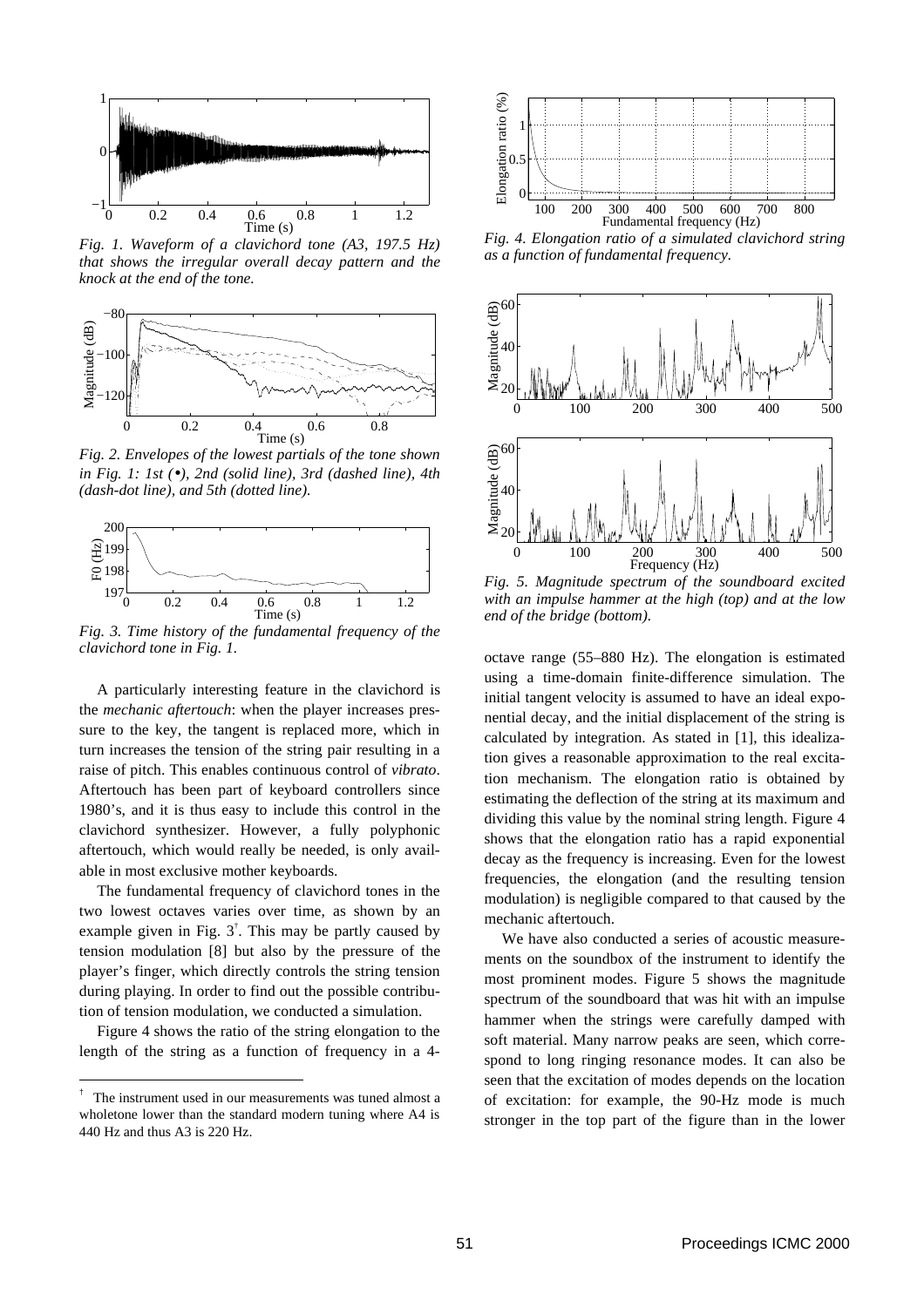*Fig. 1. Waveform of a clavichord tone (A3, 197.5 Hz) that shows the irregular overall decay pattern and the knock at the end of the tone.*

*Fig. 2. Envelopes of the lowest partials of the tone shown in Fig. 1: 1st (•), 2nd (solid line), 3rd (dashed line), 4th (dash-dot line), and 5th (dotted line).*

*Fig. 3. Time history of the fundamental frequency of the clavichord tone in Fig. 1.*

A particularly interesting feature in the clavichord is the *mechanic aftertouch*: when the player increases pressure to the key, the tangent is replaced more, which in turn increases the tension of the string pair resulting in a raise of pitch. This enables continuous control of *vibrato*. Aftertouch has been part of keyboard controllers since 1980's, and it is thus easy to include this control in the clavichord synthesizer. However, a fully polyphonic aftertouch, which would really be needed, is only available in most exclusive mother keyboards.

The fundamental frequency of clavichord tones in the two lowest octaves varies over time, as shown by an example given in Fig. 3[†]. This may be partly caused by tension modulation [8] but also by the pressure of the player's finger, which directly controls the string tension during playing. In order to find out the possible contribution of tension modulation, we conducted a simulation.

Figure 4 shows the ratio of the string elongation to the length of the string as a function of frequency in a 4-octave range (55–880 Hz). The elongation is estimated using a time-domain finite-difference simulation. The initial tangent velocity is assumed to have an ideal exponential decay, and the initial displacement of the string is calculated by integration. As stated in [1], this idealization gives a reasonable approximation to the real excitation mechanism. The elongation ratio is obtained by estimating the deflection of the string at its maximum and dividing this value by the nominal string length. Figure 4 shows that the elongation ratio has a rapid exponential decay as the frequency is increasing. Even for the lowest frequencies, the elongation (and the resulting tension modulation) is negligible compared to that caused by the mechanic aftertouch.

*Fig. 4. Elongation ratio of a simulated clavichord string as a function of fundamental frequency.*

*Fig. 5. Magnitude spectrum of the soundboard excited with an impulse hammer at the high (top) and at the low end of the bridge (bottom).*

We have also conducted a series of acoustic measurements on the soundbox of the instrument to identify the most prominent modes. Figure 5 shows the magnitude spectrum of the soundboard that was hit with an impulse hammer when the strings were carefully damped with soft material. Many narrow peaks are seen, which correspond to long ringing resonance modes. It can also be seen that the excitation of modes depends on the location of excitation: for example, the 90-Hz mode is much stronger in the top part of the figure than in the lower

---

[†] The instrument used in our measurements was tuned almost a wholetone lower than the standard modern tuning where A4 is 440 Hz and thus A3 is 220 Hz.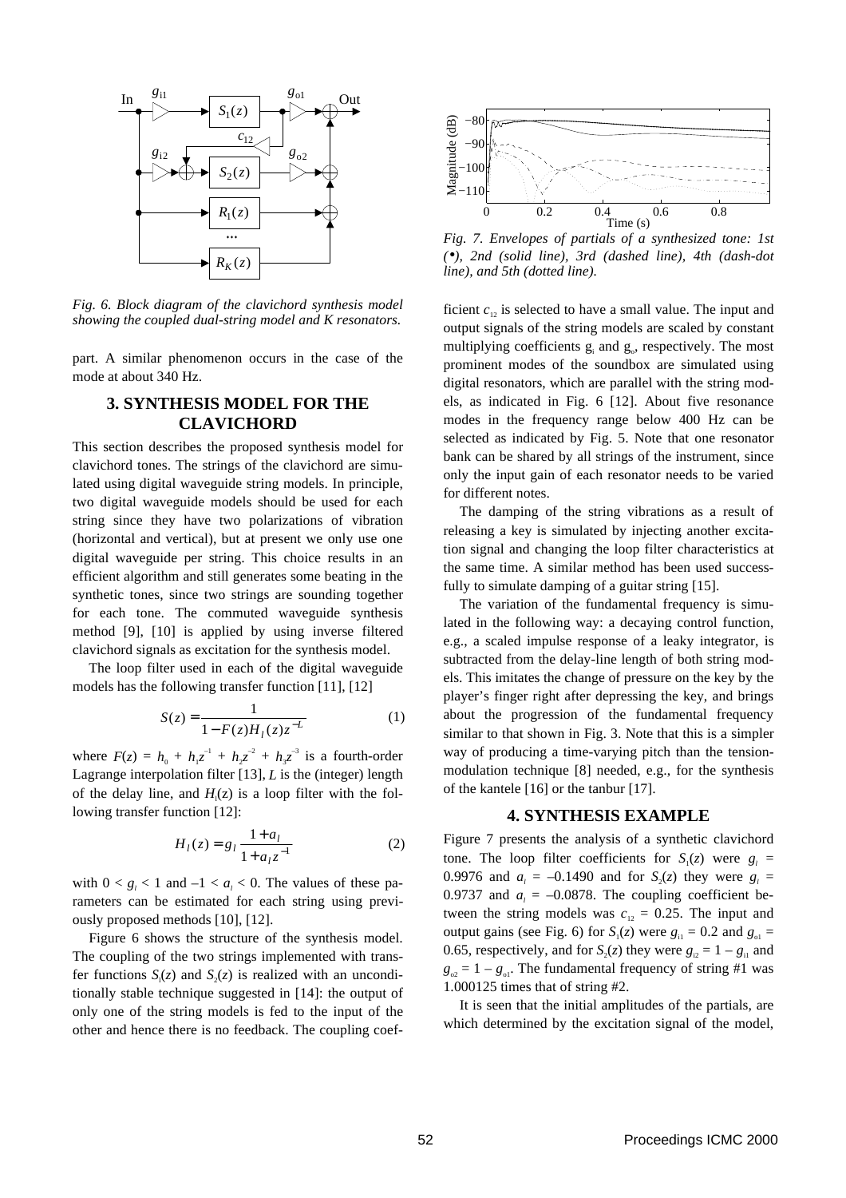*Fig. 6. Block diagram of the clavichord synthesis model showing the coupled dual-string model and K resonators.*

part. A similar phenomenon occurs in the case of the mode at about 340 Hz.

## 3. SYNTHESIS MODEL FOR THE CLAVICHORD

This section describes the proposed synthesis model for clavichord tones. The strings of the clavichord are simulated using digital waveguide string models. In principle, two digital waveguide models should be used for each string since they have two polarizations of vibration (horizontal and vertical), but at present we only use one digital waveguide per string. This choice results in an efficient algorithm and still generates some beating in the synthetic tones, since two strings are sounding together for each tone. The commuted waveguide synthesis method [9], [10] is applied by using inverse filtered clavichord signals as excitation for the synthesis model.

The loop filter used in each of the digital waveguide models has the following transfer function [11], [12]

$$S(z) = \frac{1}{1 - F(z)H_l(z)z^{-L}} \quad (1)$$

where $F(z) = h_0 + h_1z^{-1} + h_2z^{-2} + h_3z^{-3}$ is a fourth-order Lagrange interpolation filter [13], $L$ is the (integer) length of the delay line, and $H_l(z)$ is a loop filter with the following transfer function [12]:

$$H_l(z) = g_l \frac{1 + a_l}{1 + a_l z^{-1}} \quad (2)$$

with $0 < g_l < 1$ and $-1 < a_l < 0$. The values of these parameters can be estimated for each string using previously proposed methods [10], [12].

Figure 6 shows the structure of the synthesis model. The coupling of the two strings implemented with transfer functions $S_1(z)$ and $S_2(z)$ is realized with an unconditionally stable technique suggested in [14]: the output of only one of the string models is fed to the input of the other and hence there is no feedback. The coupling coefficient $c_{12}$ is selected to have a small value. The input and output signals of the string models are scaled by constant multiplying coefficients $g_i$ and $g_o$, respectively. The most prominent modes of the soundbox are simulated using digital resonators, which are parallel with the string models, as indicated in Fig. 6 [12]. About five resonance modes in the frequency range below 400 Hz can be selected as indicated by Fig. 5. Note that one resonator bank can be shared by all strings of the instrument, since only the input gain of each resonator needs to be varied for different notes.

The damping of the string vibrations as a result of releasing a key is simulated by injecting another excitation signal and changing the loop filter characteristics at the same time. A similar method has been used successfully to simulate damping of a guitar string [15].

The variation of the fundamental frequency is simulated in the following way: a decaying control function, e.g., a scaled impulse response of a leaky integrator, is subtracted from the delay-line length of both string models. This imitates the change of pressure on the key by the player's finger right after depressing the key, and brings about the progression of the fundamental frequency similar to that shown in Fig. 3. Note that this is a simpler way of producing a time-varying pitch than the tension-modulation technique [8] needed, e.g., for the synthesis of the kantele [16] or the tanbur [17].

*Fig. 7. Envelopes of partials of a synthesized tone: 1st (•), 2nd (solid line), 3rd (dashed line), 4th (dash-dot line), and 5th (dotted line).*

## 4. SYNTHESIS EXAMPLE

Figure 7 presents the analysis of a synthetic clavichord tone. The loop filter coefficients for $S_1(z)$ were $g_l = 0.9976$ and $a_l = -0.1490$ and for $S_2(z)$ they were $g_l = 0.9737$ and $a_l = -0.0878$. The coupling coefficient between the string models was $c_{12} = 0.25$. The input and output gains (see Fig. 6) for $S_1(z)$ were $g_{i1} = 0.2$ and $g_{o1} = 0.65$, respectively, and for $S_2(z)$ they were $g_{i2} = 1 - g_{i1}$ and $g_{o2} = 1 - g_{o1}$. The fundamental frequency of string #1 was 1.000125 times that of string #2.

It is seen that the initial amplitudes of the partials, are which determined by the excitation signal of the model,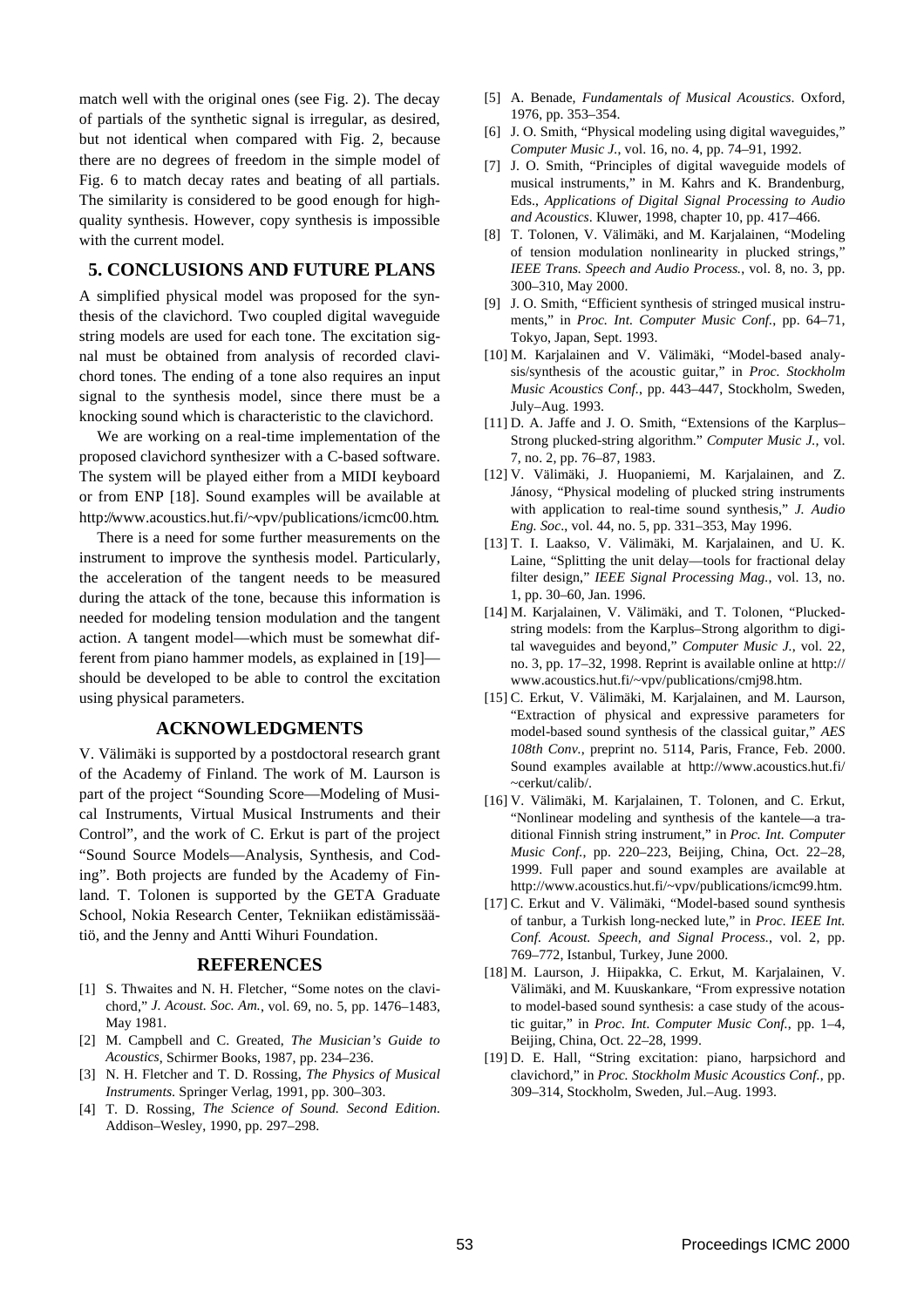match well with the original ones (see Fig. 2). The decay of partials of the synthetic signal is irregular, as desired, but not identical when compared with Fig. 2, because there are no degrees of freedom in the simple model of Fig. 6 to match decay rates and beating of all partials. The similarity is considered to be good enough for high-quality synthesis. However, copy synthesis is impossible with the current model.

## 5. CONCLUSIONS AND FUTURE PLANS

A simplified physical model was proposed for the synthesis of the clavichord. Two coupled digital waveguide string models are used for each tone. The excitation signal must be obtained from analysis of recorded clavichord tones. The ending of a tone also requires an input signal to the synthesis model, since there must be a knocking sound which is characteristic to the clavichord.

We are working on a real-time implementation of the proposed clavichord synthesizer with a C-based software. The system will be played either from a MIDI keyboard or from ENP [18]. Sound examples will be available at http://www.acoustics.hut.fi/~vpv/publications/icmc00.htm.

There is a need for some further measurements on the instrument to improve the synthesis model. Particularly, the acceleration of the tangent needs to be measured during the attack of the tone, because this information is needed for modeling tension modulation and the tangent action. A tangent model—which must be somewhat different from piano hammer models, as explained in [19]—should be developed to be able to control the excitation using physical parameters.

## ACKNOWLEDGMENTS

V. Välimäki is supported by a postdoctoral research grant of the Academy of Finland. The work of M. Laurson is part of the project "Sounding Score—Modeling of Musical Instruments, Virtual Musical Instruments and their Control", and the work of C. Erkut is part of the project "Sound Source Models—Analysis, Synthesis, and Coding". Both projects are funded by the Academy of Finland. T. Tolonen is supported by the GETA Graduate School, Nokia Research Center, Tekniikan edistämissäätiö, and the Jenny and Antti Wihuri Foundation.

## REFERENCES

[1] S. Thwaites and N. H. Fletcher, "Some notes on the clavichord," *J. Acoust. Soc. Am.*, vol. 69, no. 5, pp. 1476–1483, May 1981.

[2] M. Campbell and C. Greated, *The Musician's Guide to Acoustics*, Schirmer Books, 1987, pp. 234–236.

[3] N. H. Fletcher and T. D. Rossing, *The Physics of Musical Instruments*. Springer Verlag, 1991, pp. 300–303.

[4] T. D. Rossing, *The Science of Sound. Second Edition*. Addison–Wesley, 1990, pp. 297–298.

[5] A. Benade, *Fundamentals of Musical Acoustics*. Oxford, 1976, pp. 353–354.

[6] J. O. Smith, "Physical modeling using digital waveguides," *Computer Music J.*, vol. 16, no. 4, pp. 74–91, 1992.

[7] J. O. Smith, "Principles of digital waveguide models of musical instruments," in M. Kahrs and K. Brandenburg, Eds., *Applications of Digital Signal Processing to Audio and Acoustics*. Kluwer, 1998, chapter 10, pp. 417–466.

[8] T. Tolonen, V. Välimäki, and M. Karjalainen, "Modeling of tension modulation nonlinearity in plucked strings," *IEEE Trans. Speech and Audio Process.*, vol. 8, no. 3, pp. 300–310, May 2000.

[9] J. O. Smith, "Efficient synthesis of stringed musical instruments," in *Proc. Int. Computer Music Conf.*, pp. 64–71, Tokyo, Japan, Sept. 1993.

[10] M. Karjalainen and V. Välimäki, "Model-based analysis/synthesis of the acoustic guitar," in *Proc. Stockholm Music Acoustics Conf.*, pp. 443–447, Stockholm, Sweden, July–Aug. 1993.

[11] D. A. Jaffe and J. O. Smith, "Extensions of the Karplus–Strong plucked-string algorithm." *Computer Music J.*, vol. 7, no. 2, pp. 76–87, 1983.

[12] V. Välimäki, J. Huopaniemi, M. Karjalainen, and Z. Jánosy, "Physical modeling of plucked string instruments with application to real-time sound synthesis," *J. Audio Eng. Soc.*, vol. 44, no. 5, pp. 331–353, May 1996.

[13] T. I. Laakso, V. Välimäki, M. Karjalainen, and U. K. Laine, "Splitting the unit delay—tools for fractional delay filter design," *IEEE Signal Processing Mag.*, vol. 13, no. 1, pp. 30–60, Jan. 1996.

[14] M. Karjalainen, V. Välimäki, and T. Tolonen, "Plucked-string models: from the Karplus–Strong algorithm to digital waveguides and beyond," *Computer Music J.*, vol. 22, no. 3, pp. 17–32, 1998. Reprint is available online at http://www.acoustics.hut.fi/~vpv/publications/cmj98.htm.

[15] C. Erkut, V. Välimäki, M. Karjalainen, and M. Laurson, "Extraction of physical and expressive parameters for model-based sound synthesis of the classical guitar," *AES 108th Conv.*, preprint no. 5114, Paris, France, Feb. 2000. Sound examples available at http://www.acoustics.hut.fi/~cerkut/calib/.

[16] V. Välimäki, M. Karjalainen, T. Tolonen, and C. Erkut, "Nonlinear modeling and synthesis of the kantele—a traditional Finnish string instrument," in *Proc. Int. Computer Music Conf.*, pp. 220–223, Beijing, China, Oct. 22–28, 1999. Full paper and sound examples are available at http://www.acoustics.hut.fi/~vpv/publications/icmc99.htm.

[17] C. Erkut and V. Välimäki, "Model-based sound synthesis of tanbur, a Turkish long-necked lute," in *Proc. IEEE Int. Conf. Acoust. Speech, and Signal Process.*, vol. 2, pp. 769–772, Istanbul, Turkey, June 2000.

[18] M. Laurson, J. Hiipakka, C. Erkut, M. Karjalainen, V. Välimäki, and M. Kuuskankare, "From expressive notation to model-based sound synthesis: a case study of the acoustic guitar," in *Proc. Int. Computer Music Conf.*, pp. 1–4, Beijing, China, Oct. 22–28, 1999.

[19] D. E. Hall, "String excitation: piano, harpsichord and clavichord," in *Proc. Stockholm Music Acoustics Conf.*, pp. 309–314, Stockholm, Sweden, Jul.–Aug. 1993.